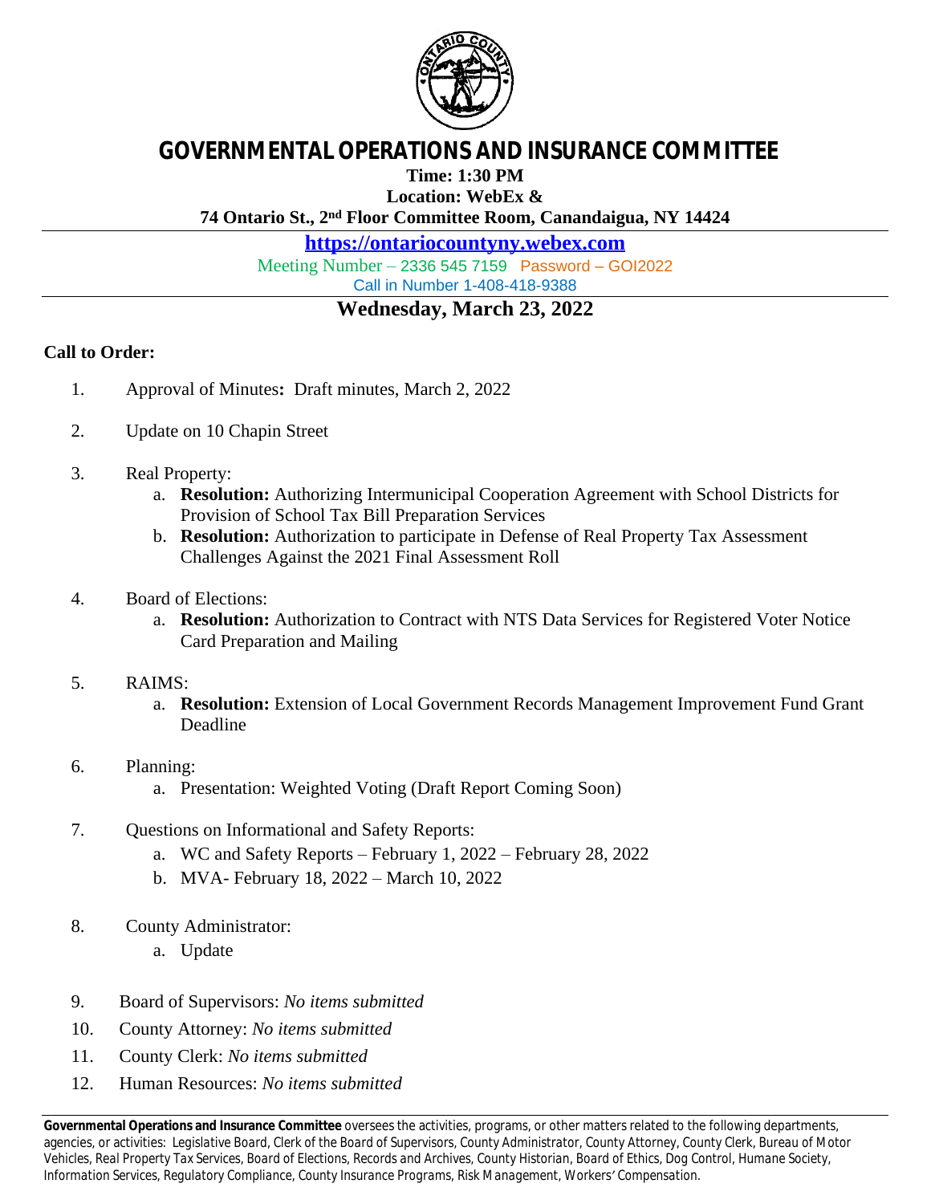# GOVERNMENTAL OPERATIONS AND INSURANCE COMMITTEE

**Time: 1:30 PM**
**Location: WebEx &**
**74 Ontario St., 2nd Floor Committee Room, Canandaigua, NY 14424**

**https://ontariocountyny.webex.com**

Meeting Number – 2336 545 7159 Password – GOI2022

Call in Number 1-408-418-9388

## Wednesday, March 23, 2022

**Call to Order:**

1. Approval of Minutes**:** Draft minutes, March 2, 2022

2. Update on 10 Chapin Street

3. Real Property:
   a. **Resolution:** Authorizing Intermunicipal Cooperation Agreement with School Districts for Provision of School Tax Bill Preparation Services
   b. **Resolution:** Authorization to participate in Defense of Real Property Tax Assessment Challenges Against the 2021 Final Assessment Roll

4. Board of Elections:
   a. **Resolution:** Authorization to Contract with NTS Data Services for Registered Voter Notice Card Preparation and Mailing

5. RAIMS:
   a. **Resolution:** Extension of Local Government Records Management Improvement Fund Grant Deadline

6. Planning:
   a. Presentation: Weighted Voting (Draft Report Coming Soon)

7. Questions on Informational and Safety Reports:
   a. WC and Safety Reports – February 1, 2022 – February 28, 2022
   b. MVA- February 18, 2022 – March 10, 2022

8. County Administrator:
   a. Update

9. Board of Supervisors: *No items submitted*
10. County Attorney: *No items submitted*
11. County Clerk: *No items submitted*
12. Human Resources: *No items submitted*

**Governmental Operations and Insurance Committee** oversees the activities, programs, or other matters related to the following departments, agencies, or activities: Legislative Board, Clerk of the Board of Supervisors, County Administrator, County Attorney, County Clerk, Bureau of Motor Vehicles, Real Property Tax Services, Board of Elections, Records and Archives, County Historian, Board of Ethics, Dog Control, Humane Society, Information Services, Regulatory Compliance, County Insurance Programs, Risk Management, Workers' Compensation.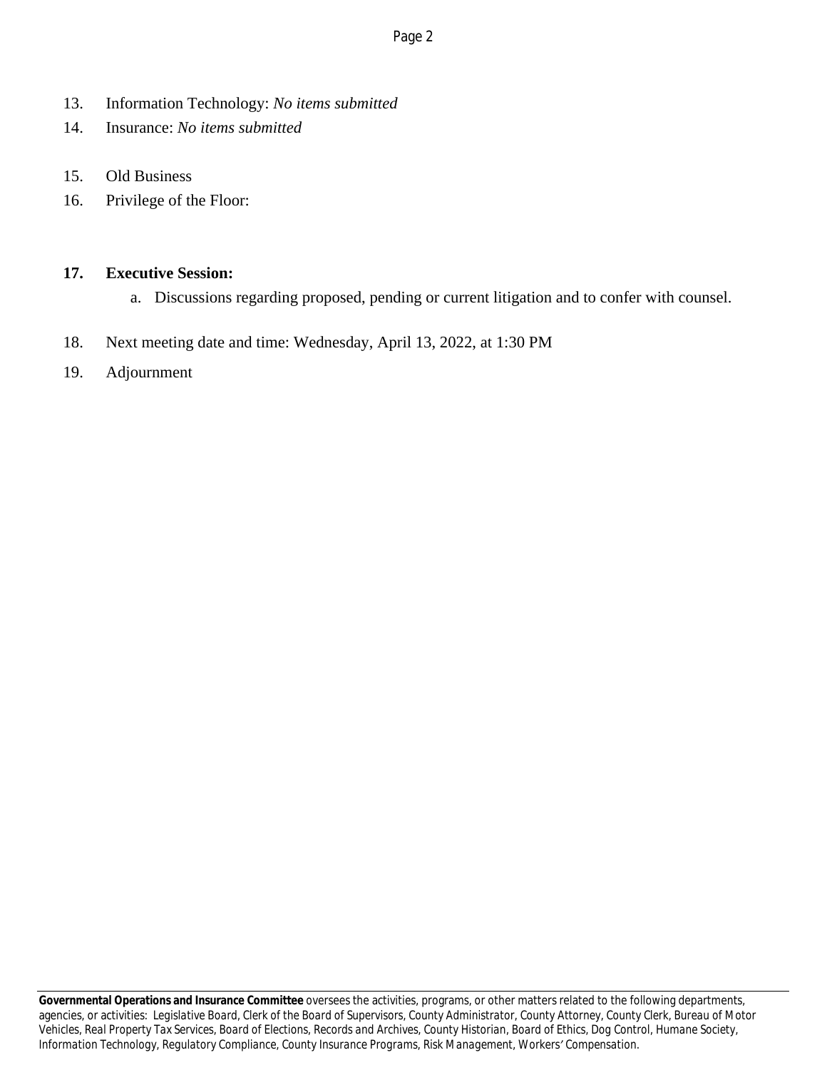13. Information Technology: *No items submitted*
14. Insurance: *No items submitted*
15. Old Business
16. Privilege of the Floor:

**17. Executive Session:**

a. Discussions regarding proposed, pending or current litigation and to confer with counsel.

18. Next meeting date and time: Wednesday, April 13, 2022, at 1:30 PM
19. Adjournment

**Governmental Operations and Insurance Committee** oversees the activities, programs, or other matters related to the following departments, agencies, or activities: Legislative Board, Clerk of the Board of Supervisors, County Administrator, County Attorney, County Clerk, Bureau of Motor Vehicles, Real Property Tax Services, Board of Elections, Records and Archives, County Historian, Board of Ethics, Dog Control, Humane Society, Information Technology, Regulatory Compliance, County Insurance Programs, Risk Management, Workers' Compensation.